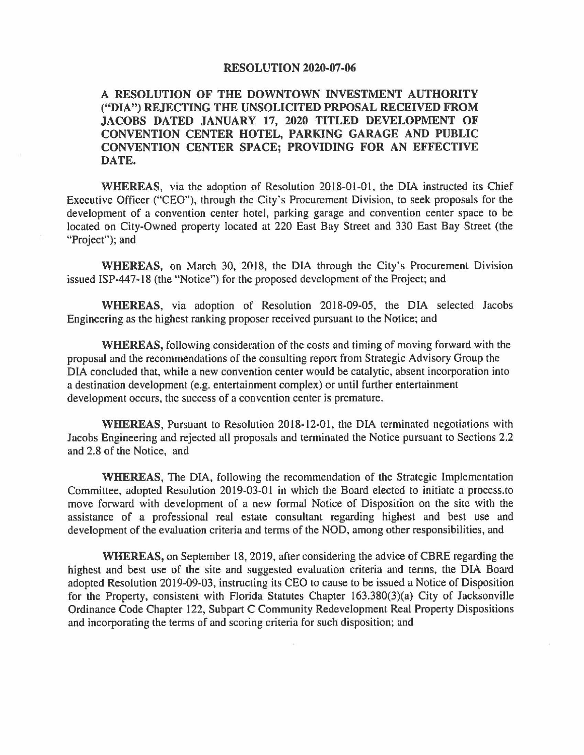# RESOLUTION 2020-07-06

**A RESOLUTION OF THE DOWNTOWN INVESTMENT AUTHORITY ("DIA") REJECTING THE UNSOLICITED PRPOSAL RECEIVED FROM JACOBS DATED JANUARY 17, 2020 TITLED DEVELOPMENT OF CONVENTION CENTER HOTEL, PARKING GARAGE AND PUBLIC CONVENTION CENTER SPACE; PROVIDING FOR AN EFFECTIVE DATE.**

**WHEREAS,** via the adoption of Resolution 2018-01-01, the DIA instructed its Chief Executive Officer ("CEO"), through the City's Procurement Division, to seek proposals for the development of a convention center hotel, parking garage and convention center space to be located on City-Owned property located at 220 East Bay Street and 330 East Bay Street (the "Project"); and

**WHEREAS,** on March 30, 2018, the DIA through the City's Procurement Division issued ISP-447-18 (the "Notice") for the proposed development of the Project; and

**WHEREAS,** via adoption of Resolution 2018-09-05, the DIA selected Jacobs Engineering as the highest ranking proposer received pursuant to the Notice; and

**WHEREAS,** following consideration of the costs and timing of moving forward with the proposal and the recommendations of the consulting report from Strategic Advisory Group the DIA concluded that, while a new convention center would be catalytic, absent incorporation into a destination development (e.g. entertainment complex) or until further entertainment development occurs, the success of a convention center is premature.

**WHEREAS,** Pursuant to Resolution 2018-12-01, the DIA terminated negotiations with Jacobs Engineering and rejected all proposals and terminated the Notice pursuant to Sections 2.2 and 2.8 of the Notice, and

**WHEREAS,** The DIA, following the recommendation of the Strategic Implementation Committee, adopted Resolution 2019-03-01 in which the Board elected to initiate a process.to move forward with development of a new formal Notice of Disposition on the site with the assistance of a professional real estate consultant regarding highest and best use and development of the evaluation criteria and terms of the NOD, among other responsibilities, and

**WHEREAS,** on September 18, 2019, after considering the advice of CBRE regarding the highest and best use of the site and suggested evaluation criteria and terms, the DIA Board adopted Resolution 2019-09-03, instructing its CEO to cause to be issued a Notice of Disposition for the Property, consistent with Florida Statutes Chapter 163.380(3)(a) City of Jacksonville Ordinance Code Chapter 122, Subpart C Community Redevelopment Real Property Dispositions and incorporating the terms of and scoring criteria for such disposition; and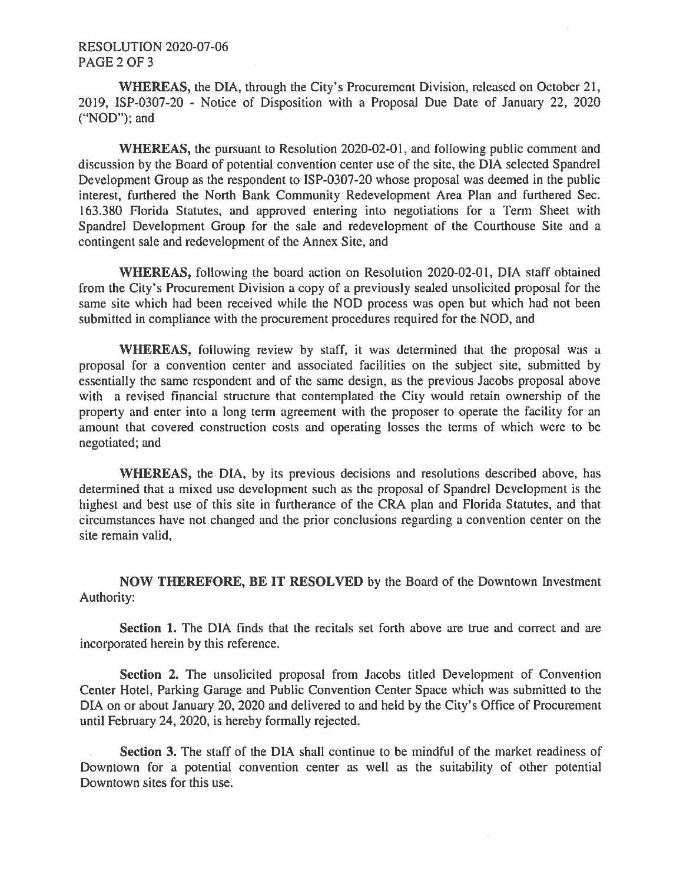**WHEREAS,** the DIA, through the City's Procurement Division, released on October 21, 2019, ISP-0307-20 - Notice of Disposition with a Proposal Due Date of January 22, 2020 ("NOD"); and

**WHEREAS,** the pursuant to Resolution 2020-02-01, and following public comment and discussion by the Board of potential convention center use of the site, the DIA selected Spandrel Development Group as the respondent to ISP-0307-20 whose proposal was deemed in the public interest, furthered the North Bank Community Redevelopment Area Plan and furthered Sec. 163.380 Florida Statutes, and approved entering into negotiations for a Term Sheet with Spandrel Development Group for the sale and redevelopment of the Courthouse Site and a contingent sale and redevelopment of the Annex Site, and

**WHEREAS,** following the board action on Resolution 2020-02-01, DIA staff obtained from the City's Procurement Division a copy of a previously sealed unsolicited proposal for the same site which had been received while the NOD process was open but which had not been submitted in compliance with the procurement procedures required for the NOD, and

**WHEREAS,** following review by staff, it was determined that the proposal was a proposal for a convention center and associated facilities on the subject site, submitted by essentially the same respondent and of the same design, as the previous Jacobs proposal above with a revised financial structure that contemplated the City would retain ownership of the property and enter into a long term agreement with the proposer to operate the facility for an amount that covered construction costs and operating losses the terms of which were to be negotiated; and

**WHEREAS,** the DIA, by its previous decisions and resolutions described above, has determined that a mixed use development such as the proposal of Spandrel Development is the highest and best use of this site in furtherance of the CRA plan and Florida Statutes, and that circumstances have not changed and the prior conclusions regarding a convention center on the site remain valid,

**NOW THEREFORE, BE IT RESOLVED** by the Board of the Downtown Investment Authority:

**Section 1.** The DIA finds that the recitals set forth above are true and correct and are incorporated herein by this reference.

**Section 2.** The unsolicited proposal from Jacobs titled Development of Convention Center Hotel, Parking Garage and Public Convention Center Space which was submitted to the DIA on or about January 20, 2020 and delivered to and held by the City's Office of Procurement until February 24, 2020, is hereby formally rejected.

**Section 3.** The staff of the DIA shall continue to be mindful of the market readiness of Downtown for a potential convention center as well as the suitability of other potential Downtown sites for this use.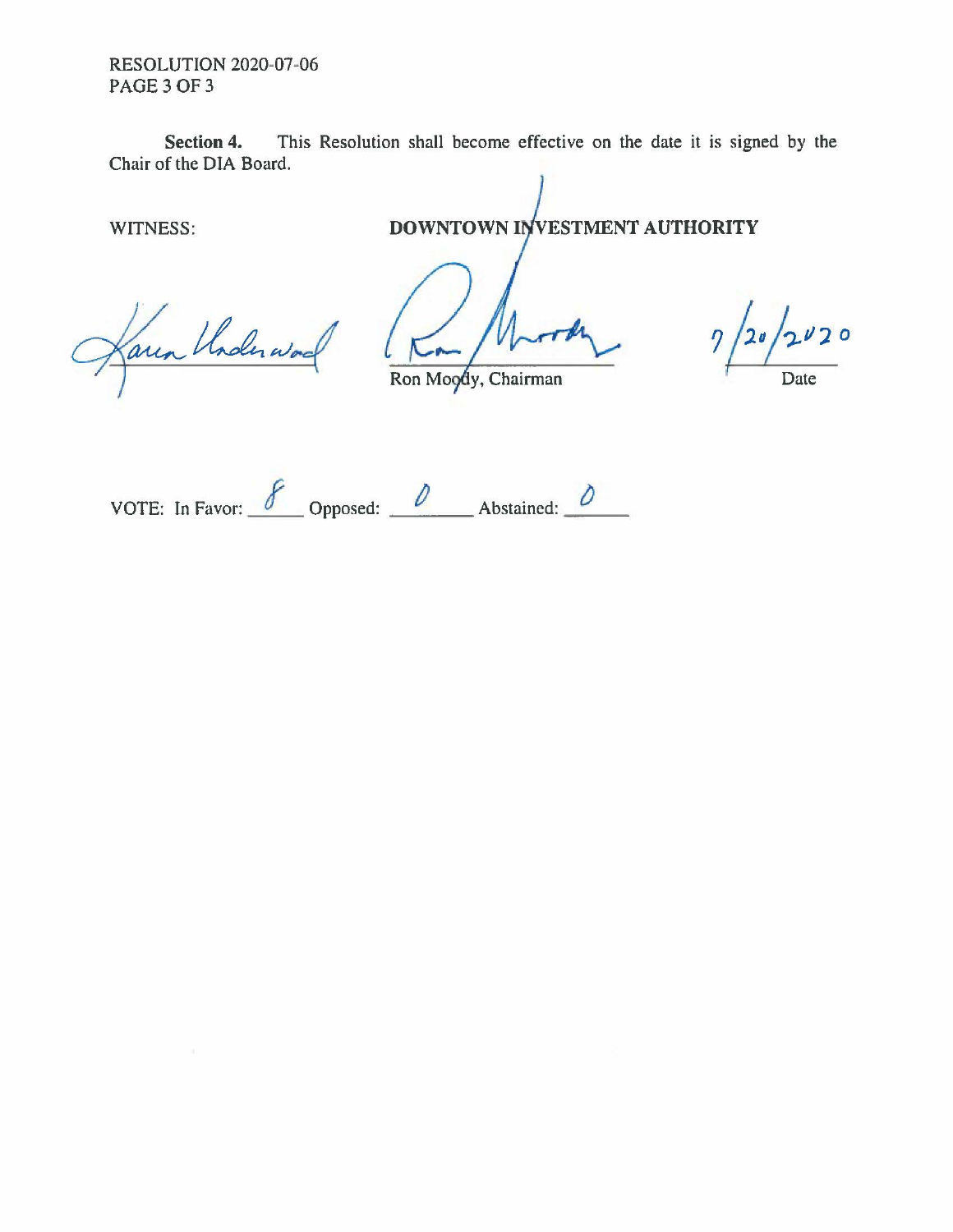**Section 4.** This Resolution shall become effective on the date it is signed by the Chair of the DIA Board.

WITNESS:

**DOWNTOWN INVESTMENT AUTHORITY**

Karen Underwood

Ron Moody

Ron Moody, Chairman

7/20/2020

Date

VOTE: In Favor: 8 Opposed: 0 Abstained: 0